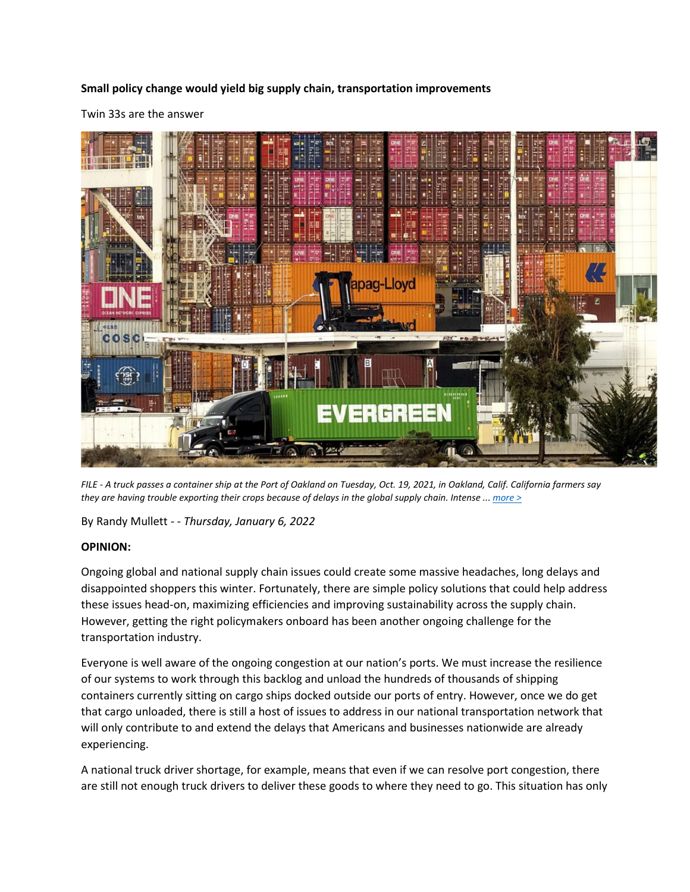**Small policy change would yield big supply chain, transportation improvements**

Twin 33s are the answer

*FILE - A truck passes a container ship at the Port of Oakland on Tuesday, Oct. 19, 2021, in Oakland, Calif. California farmers say they are having trouble exporting their crops because of delays in the global supply chain. Intense ...* more >

By Randy Mullett - - *Thursday, January 6, 2022*

**OPINION:**

Ongoing global and national supply chain issues could create some massive headaches, long delays and disappointed shoppers this winter. Fortunately, there are simple policy solutions that could help address these issues head-on, maximizing efficiencies and improving sustainability across the supply chain. However, getting the right policymakers onboard has been another ongoing challenge for the transportation industry.

Everyone is well aware of the ongoing congestion at our nation's ports. We must increase the resilience of our systems to work through this backlog and unload the hundreds of thousands of shipping containers currently sitting on cargo ships docked outside our ports of entry. However, once we do get that cargo unloaded, there is still a host of issues to address in our national transportation network that will only contribute to and extend the delays that Americans and businesses nationwide are already experiencing.

A national truck driver shortage, for example, means that even if we can resolve port congestion, there are still not enough truck drivers to deliver these goods to where they need to go. This situation has only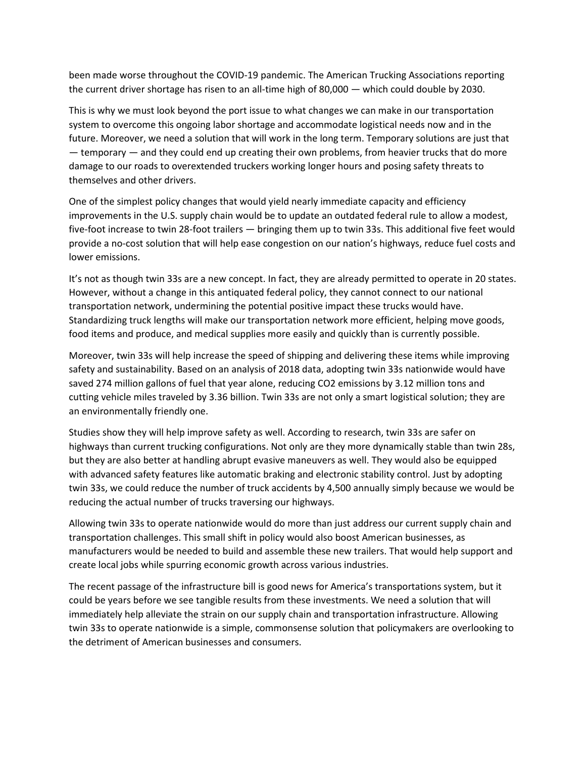been made worse throughout the COVID-19 pandemic. The American Trucking Associations reporting the current driver shortage has risen to an all-time high of 80,000 — which could double by 2030.

This is why we must look beyond the port issue to what changes we can make in our transportation system to overcome this ongoing labor shortage and accommodate logistical needs now and in the future. Moreover, we need a solution that will work in the long term. Temporary solutions are just that — temporary — and they could end up creating their own problems, from heavier trucks that do more damage to our roads to overextended truckers working longer hours and posing safety threats to themselves and other drivers.

One of the simplest policy changes that would yield nearly immediate capacity and efficiency improvements in the U.S. supply chain would be to update an outdated federal rule to allow a modest, five-foot increase to twin 28-foot trailers — bringing them up to twin 33s. This additional five feet would provide a no-cost solution that will help ease congestion on our nation's highways, reduce fuel costs and lower emissions.

It's not as though twin 33s are a new concept. In fact, they are already permitted to operate in 20 states. However, without a change in this antiquated federal policy, they cannot connect to our national transportation network, undermining the potential positive impact these trucks would have. Standardizing truck lengths will make our transportation network more efficient, helping move goods, food items and produce, and medical supplies more easily and quickly than is currently possible.

Moreover, twin 33s will help increase the speed of shipping and delivering these items while improving safety and sustainability. Based on an analysis of 2018 data, adopting twin 33s nationwide would have saved 274 million gallons of fuel that year alone, reducing $CO_2$ emissions by 3.12 million tons and cutting vehicle miles traveled by 3.36 billion. Twin 33s are not only a smart logistical solution; they are an environmentally friendly one.

Studies show they will help improve safety as well. According to research, twin 33s are safer on highways than current trucking configurations. Not only are they more dynamically stable than twin 28s, but they are also better at handling abrupt evasive maneuvers as well. They would also be equipped with advanced safety features like automatic braking and electronic stability control. Just by adopting twin 33s, we could reduce the number of truck accidents by 4,500 annually simply because we would be reducing the actual number of trucks traversing our highways.

Allowing twin 33s to operate nationwide would do more than just address our current supply chain and transportation challenges. This small shift in policy would also boost American businesses, as manufacturers would be needed to build and assemble these new trailers. That would help support and create local jobs while spurring economic growth across various industries.

The recent passage of the infrastructure bill is good news for America's transportations system, but it could be years before we see tangible results from these investments. We need a solution that will immediately help alleviate the strain on our supply chain and transportation infrastructure. Allowing twin 33s to operate nationwide is a simple, commonsense solution that policymakers are overlooking to the detriment of American businesses and consumers.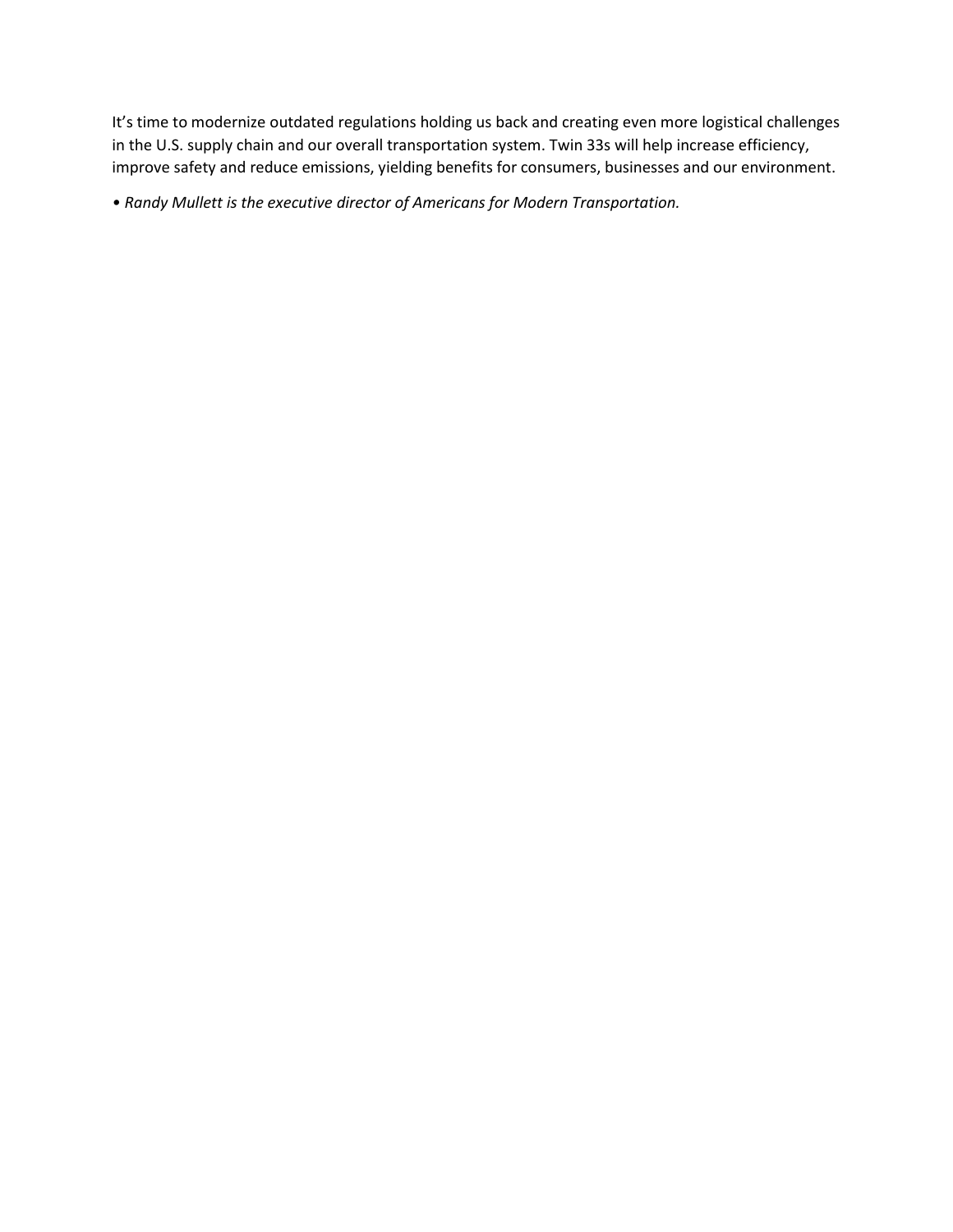It’s time to modernize outdated regulations holding us back and creating even more logistical challenges in the U.S. supply chain and our overall transportation system. Twin 33s will help increase efficiency, improve safety and reduce emissions, yielding benefits for consumers, businesses and our environment.

• *Randy Mullett is the executive director of Americans for Modern Transportation.*